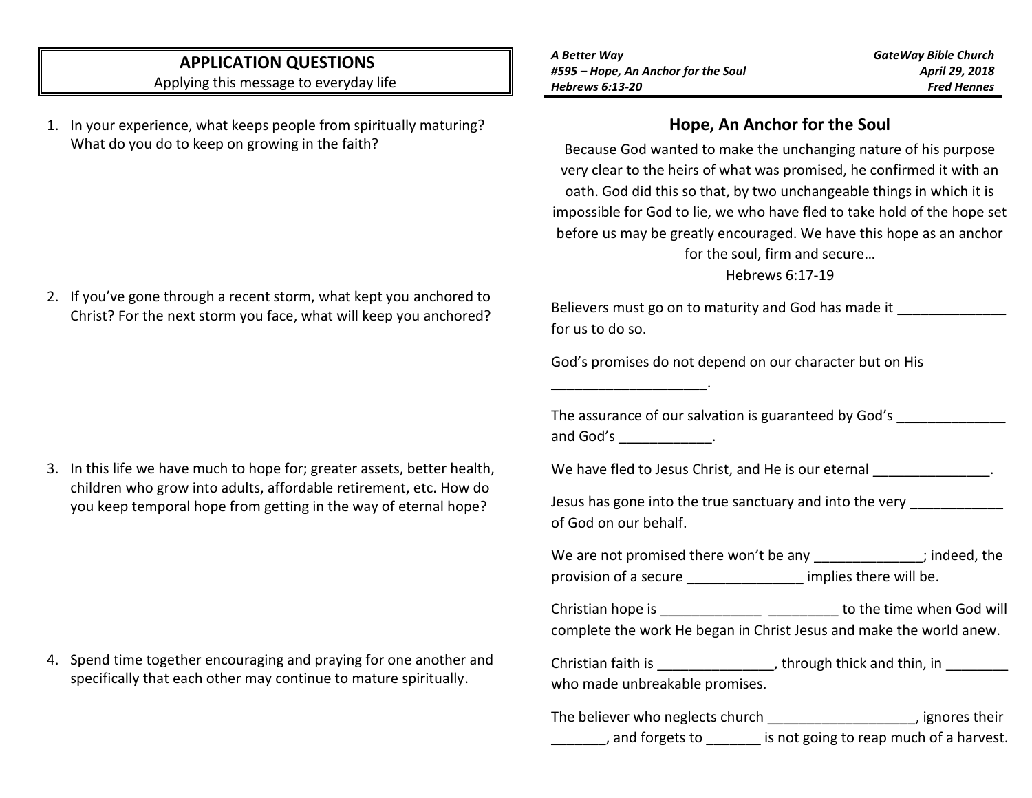## APPLICATION QUESTIONS

Applying this message to everyday life

1. In your experience, what keeps people from spiritually maturing? What do you do to keep on growing in the faith?

2. If you've gone through a recent storm, what kept you anchored to Christ? For the next storm you face, what will keep you anchored?

3. In this life we have much to hope for; greater assets, better health, children who grow into adults, affordable retirement, etc. How do you keep temporal hope from getting in the way of eternal hope?

4. Spend time together encouraging and praying for one another and specifically that each other may continue to mature spiritually.

*A Better Way*
*#595 – Hope, An Anchor for the Soul*
*Hebrews 6:13-20*

*GateWay Bible Church*
*April 29, 2018*
*Fred Hennes*

## Hope, An Anchor for the Soul

Because God wanted to make the unchanging nature of his purpose very clear to the heirs of what was promised, he confirmed it with an oath. God did this so that, by two unchangeable things in which it is impossible for God to lie, we who have fled to take hold of the hope set before us may be greatly encouraged. We have this hope as an anchor for the soul, firm and secure…
Hebrews 6:17-19

Believers must go on to maturity and God has made it ______________ for us to do so.

God's promises do not depend on our character but on His ____________________.

The assurance of our salvation is guaranteed by God's ______________ and God's ____________.

We have fled to Jesus Christ, and He is our eternal _______________.

Jesus has gone into the true sanctuary and into the very ____________ of God on our behalf.

We are not promised there won't be any ______________; indeed, the provision of a secure _______________ implies there will be.

Christian hope is _____________ _________ to the time when God will complete the work He began in Christ Jesus and make the world anew.

Christian faith is _______________, through thick and thin, in ________ who made unbreakable promises.

The believer who neglects church ___________________, ignores their _______, and forgets to _______ is not going to reap much of a harvest.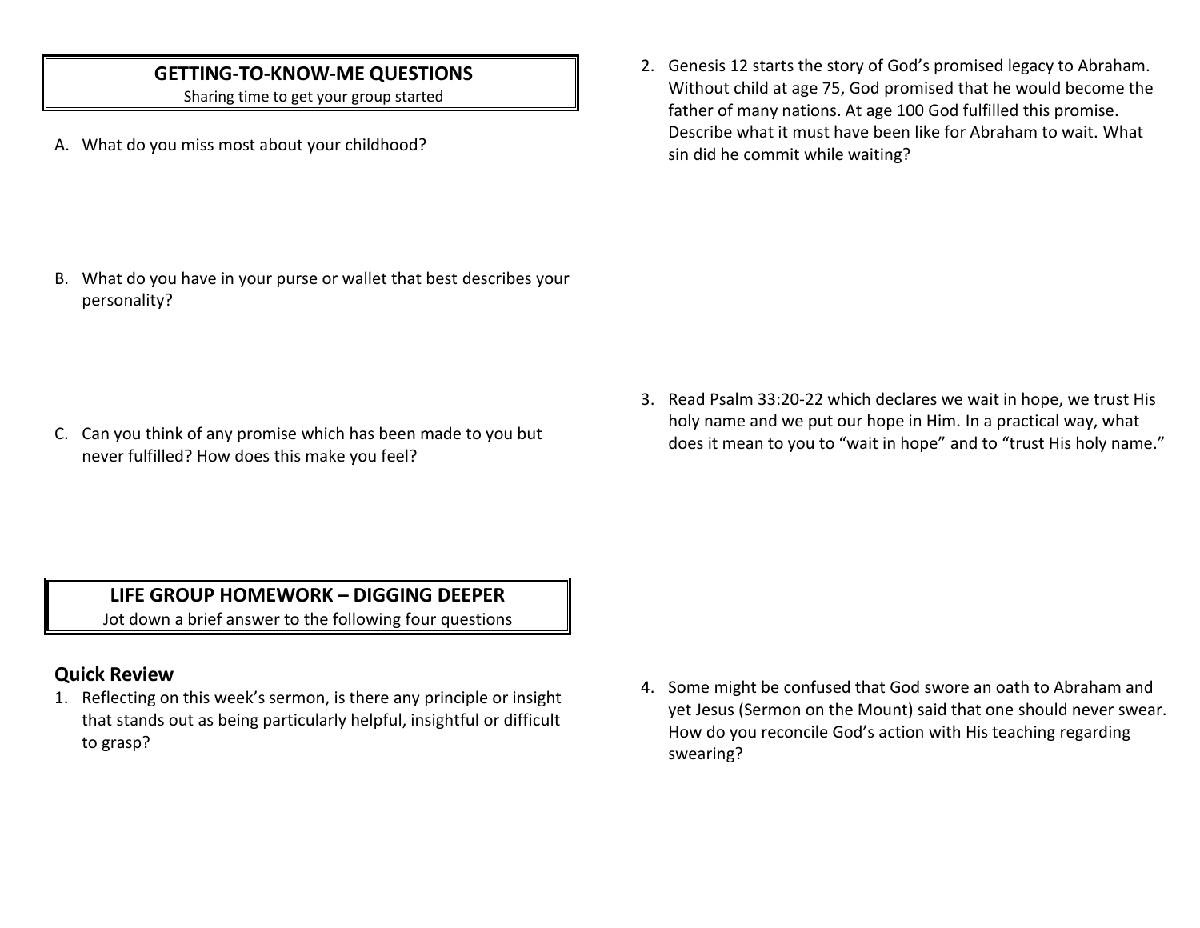## GETTING-TO-KNOW-ME QUESTIONS

Sharing time to get your group started

A. What do you miss most about your childhood?

B. What do you have in your purse or wallet that best describes your personality?

C. Can you think of any promise which has been made to you but never fulfilled? How does this make you feel?

## LIFE GROUP HOMEWORK – DIGGING DEEPER

Jot down a brief answer to the following four questions

### Quick Review

1. Reflecting on this week's sermon, is there any principle or insight that stands out as being particularly helpful, insightful or difficult to grasp?

2. Genesis 12 starts the story of God's promised legacy to Abraham. Without child at age 75, God promised that he would become the father of many nations. At age 100 God fulfilled this promise. Describe what it must have been like for Abraham to wait. What sin did he commit while waiting?

3. Read Psalm 33:20-22 which declares we wait in hope, we trust His holy name and we put our hope in Him. In a practical way, what does it mean to you to "wait in hope" and to "trust His holy name."

4. Some might be confused that God swore an oath to Abraham and yet Jesus (Sermon on the Mount) said that one should never swear. How do you reconcile God's action with His teaching regarding swearing?